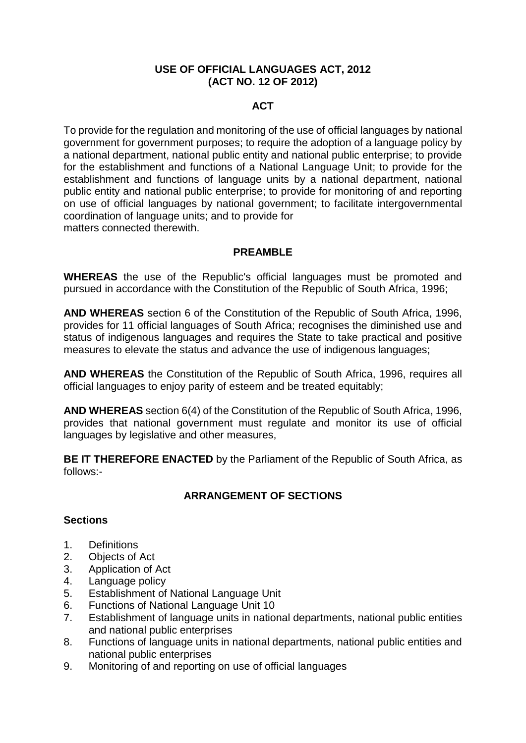# USE OF OFFICIAL LANGUAGES ACT, 2012
# (ACT NO. 12 OF 2012)

## ACT

To provide for the regulation and monitoring of the use of official languages by national government for government purposes; to require the adoption of a language policy by a national department, national public entity and national public enterprise; to provide for the establishment and functions of a National Language Unit; to provide for the establishment and functions of language units by a national department, national public entity and national public enterprise; to provide for monitoring of and reporting on use of official languages by national government; to facilitate intergovernmental coordination of language units; and to provide for
matters connected therewith.

## PREAMBLE

**WHEREAS** the use of the Republic's official languages must be promoted and pursued in accordance with the Constitution of the Republic of South Africa, 1996;

**AND WHEREAS** section 6 of the Constitution of the Republic of South Africa, 1996, provides for 11 official languages of South Africa; recognises the diminished use and status of indigenous languages and requires the State to take practical and positive measures to elevate the status and advance the use of indigenous languages;

**AND WHEREAS** the Constitution of the Republic of South Africa, 1996, requires all official languages to enjoy parity of esteem and be treated equitably;

**AND WHEREAS** section 6(4) of the Constitution of the Republic of South Africa, 1996, provides that national government must regulate and monitor its use of official languages by legislative and other measures,

**BE IT THEREFORE ENACTED** by the Parliament of the Republic of South Africa, as follows:-

## ARRANGEMENT OF SECTIONS

**Sections**

1. Definitions
2. Objects of Act
3. Application of Act
4. Language policy
5. Establishment of National Language Unit
6. Functions of National Language Unit 10
7. Establishment of language units in national departments, national public entities and national public enterprises
8. Functions of language units in national departments, national public entities and national public enterprises
9. Monitoring of and reporting on use of official languages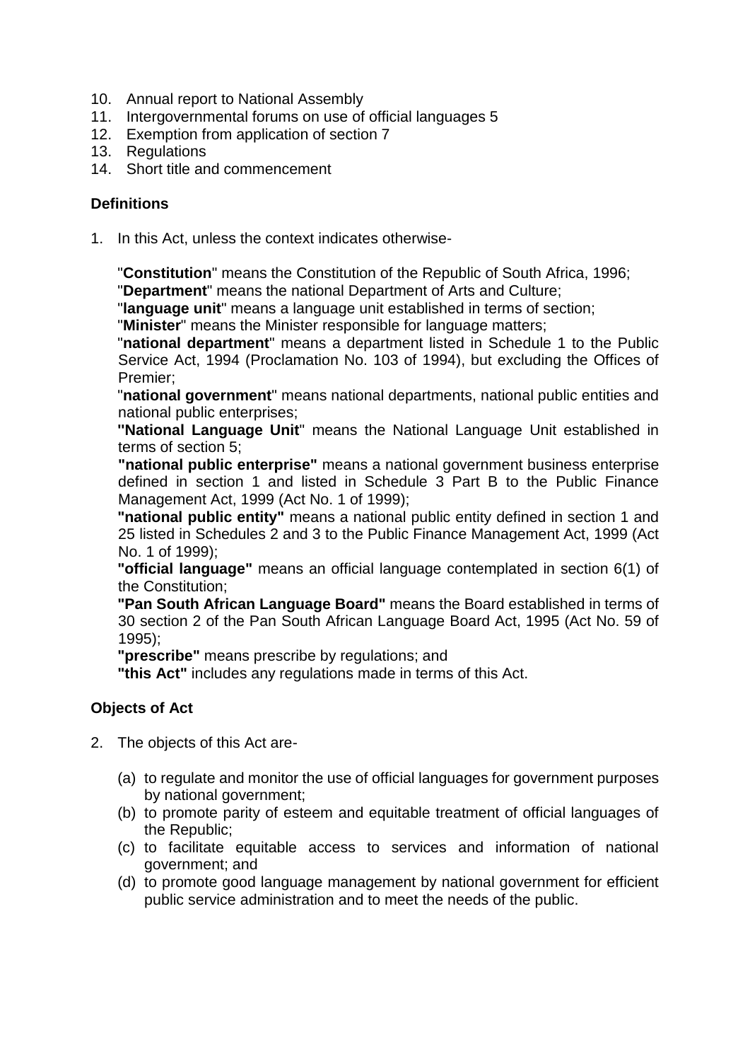10. Annual report to National Assembly
11. Intergovernmental forums on use of official languages 5
12. Exemption from application of section 7
13. Regulations
14. Short title and commencement

**Definitions**

1. In this Act, unless the context indicates otherwise-

   "**Constitution**" means the Constitution of the Republic of South Africa, 1996;
   "**Department**" means the national Department of Arts and Culture;
   "**language unit**" means a language unit established in terms of section;
   "**Minister**" means the Minister responsible for language matters;
   "**national department**" means a department listed in Schedule 1 to the Public Service Act, 1994 (Proclamation No. 103 of 1994), but excluding the Offices of Premier;
   "**national government**" means national departments, national public entities and national public enterprises;
   **"National Language Unit**" means the National Language Unit established in terms of section 5;
   **"national public enterprise"** means a national government business enterprise defined in section 1 and listed in Schedule 3 Part B to the Public Finance Management Act, 1999 (Act No. 1 of 1999);
   **"national public entity"** means a national public entity defined in section 1 and 25 listed in Schedules 2 and 3 to the Public Finance Management Act, 1999 (Act No. 1 of 1999);
   **"official language"** means an official language contemplated in section 6(1) of the Constitution;
   **"Pan South African Language Board"** means the Board established in terms of 30 section 2 of the Pan South African Language Board Act, 1995 (Act No. 59 of 1995);
   **"prescribe"** means prescribe by regulations; and
   **"this Act"** includes any regulations made in terms of this Act.

**Objects of Act**

2. The objects of this Act are-

   (a) to regulate and monitor the use of official languages for government purposes by national government;
   (b) to promote parity of esteem and equitable treatment of official languages of the Republic;
   (c) to facilitate equitable access to services and information of national government; and
   (d) to promote good language management by national government for efficient public service administration and to meet the needs of the public.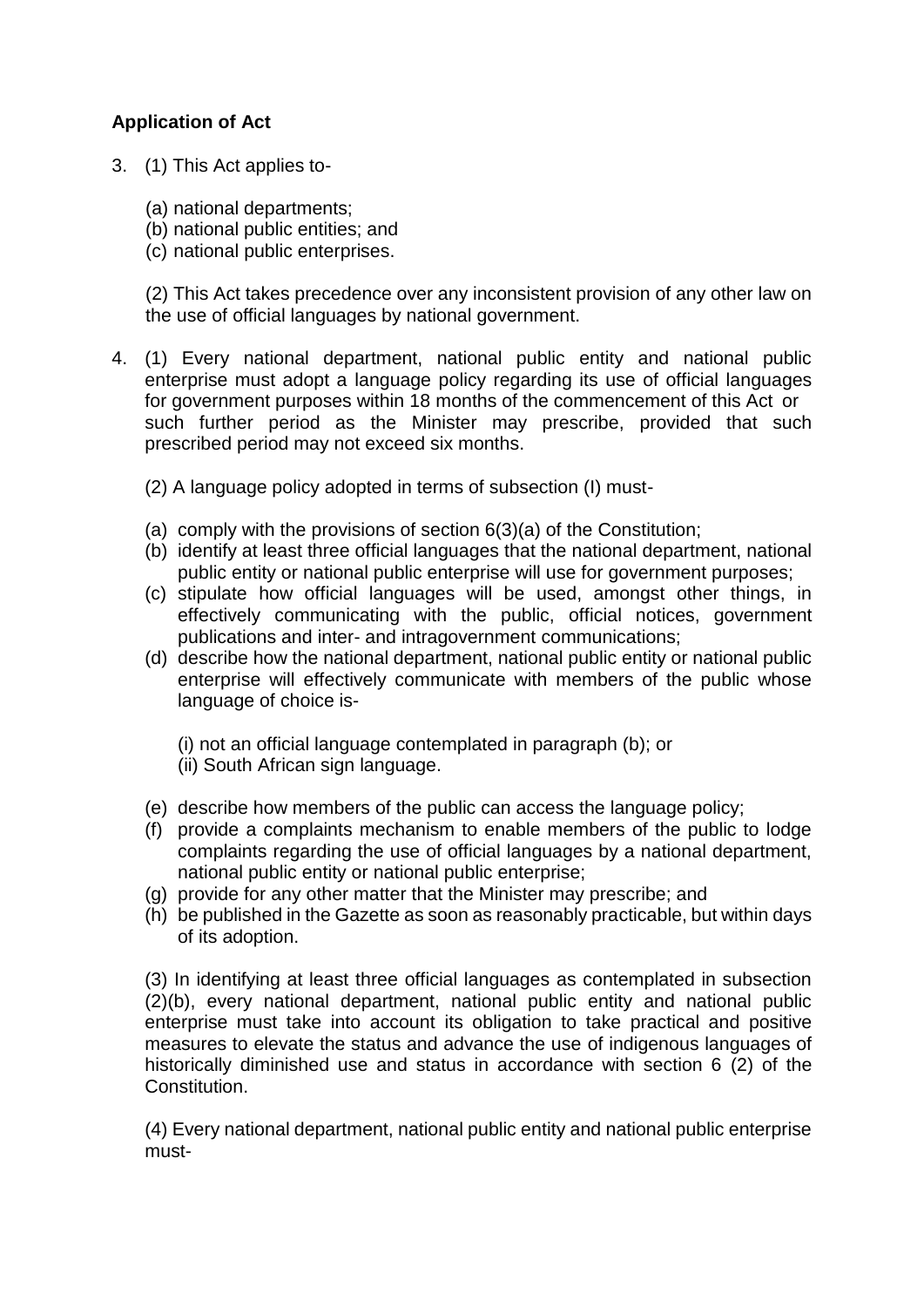**Application of Act**

3. (1) This Act applies to-

   (a) national departments;
   (b) national public entities; and
   (c) national public enterprises.

   (2) This Act takes precedence over any inconsistent provision of any other law on the use of official languages by national government.

4. (1) Every national department, national public entity and national public enterprise must adopt a language policy regarding its use of official languages for government purposes within 18 months of the commencement of this Act or such further period as the Minister may prescribe, provided that such prescribed period may not exceed six months.

   (2) A language policy adopted in terms of subsection (I) must-

   (a) comply with the provisions of section 6(3)(a) of the Constitution;
   (b) identify at least three official languages that the national department, national public entity or national public enterprise will use for government purposes;
   (c) stipulate how official languages will be used, amongst other things, in effectively communicating with the public, official notices, government publications and inter- and intragovernment communications;
   (d) describe how the national department, national public entity or national public enterprise will effectively communicate with members of the public whose language of choice is-

      (i) not an official language contemplated in paragraph (b); or
      (ii) South African sign language.

   (e) describe how members of the public can access the language policy;
   (f) provide a complaints mechanism to enable members of the public to lodge complaints regarding the use of official languages by a national department, national public entity or national public enterprise;
   (g) provide for any other matter that the Minister may prescribe; and
   (h) be published in the Gazette as soon as reasonably practicable, but within days of its adoption.

   (3) In identifying at least three official languages as contemplated in subsection (2)(b), every national department, national public entity and national public enterprise must take into account its obligation to take practical and positive measures to elevate the status and advance the use of indigenous languages of historically diminished use and status in accordance with section 6 (2) of the Constitution.

   (4) Every national department, national public entity and national public enterprise must-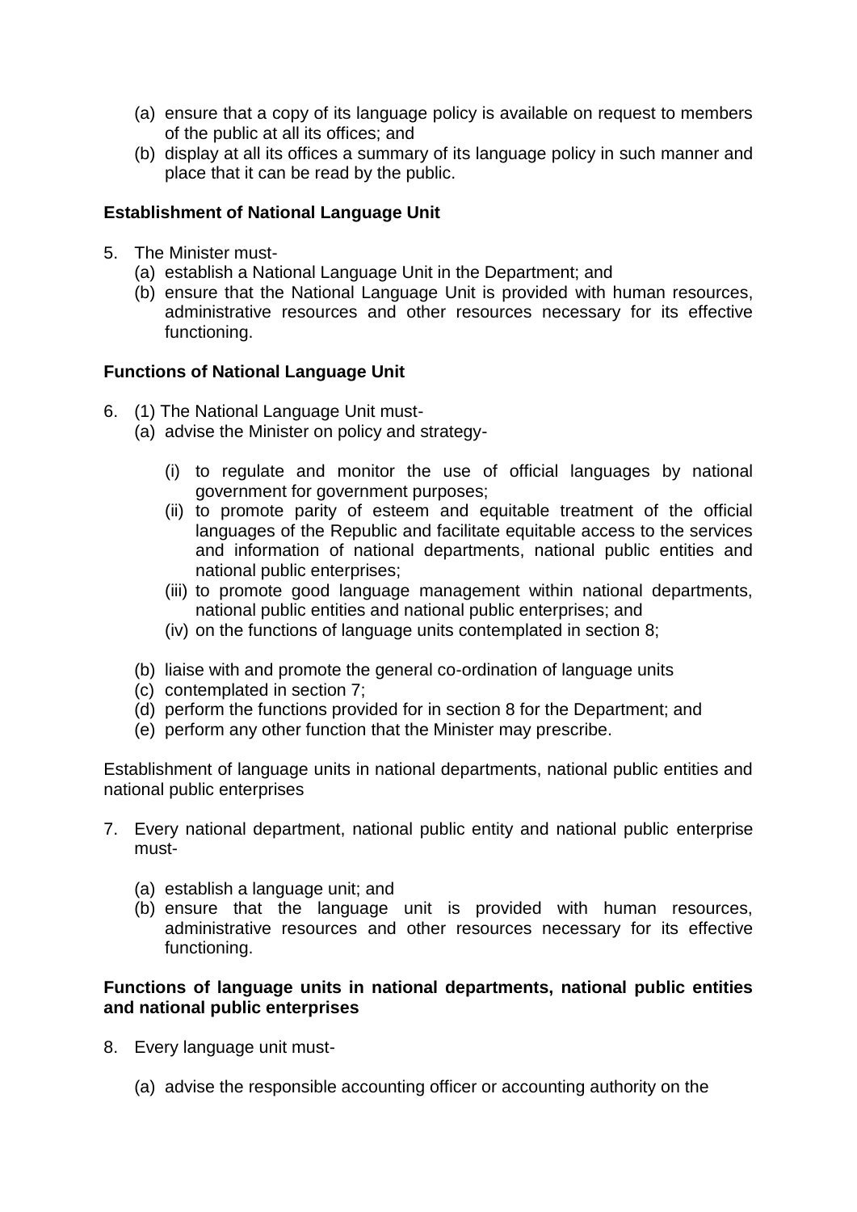(a) ensure that a copy of its language policy is available on request to members of the public at all its offices; and
(b) display at all its offices a summary of its language policy in such manner and place that it can be read by the public.

**Establishment of National Language Unit**

5. The Minister must-
   (a) establish a National Language Unit in the Department; and
   (b) ensure that the National Language Unit is provided with human resources, administrative resources and other resources necessary for its effective functioning.

**Functions of National Language Unit**

6. (1) The National Language Unit must-
   (a) advise the Minister on policy and strategy-
      (i) to regulate and monitor the use of official languages by national government for government purposes;
      (ii) to promote parity of esteem and equitable treatment of the official languages of the Republic and facilitate equitable access to the services and information of national departments, national public entities and national public enterprises;
      (iii) to promote good language management within national departments, national public entities and national public enterprises; and
      (iv) on the functions of language units contemplated in section 8;
   (b) liaise with and promote the general co-ordination of language units
   (c) contemplated in section 7;
   (d) perform the functions provided for in section 8 for the Department; and
   (e) perform any other function that the Minister may prescribe.

Establishment of language units in national departments, national public entities and national public enterprises

7. Every national department, national public entity and national public enterprise must-
   (a) establish a language unit; and
   (b) ensure that the language unit is provided with human resources, administrative resources and other resources necessary for its effective functioning.

**Functions of language units in national departments, national public entities and national public enterprises**

8. Every language unit must-
   (a) advise the responsible accounting officer or accounting authority on the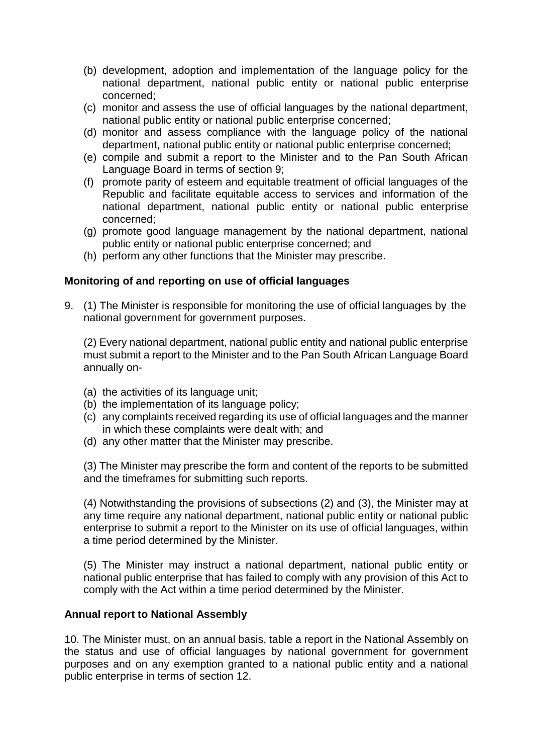(b) development, adoption and implementation of the language policy for the national department, national public entity or national public enterprise concerned;

(c) monitor and assess the use of official languages by the national department, national public entity or national public enterprise concerned;

(d) monitor and assess compliance with the language policy of the national department, national public entity or national public enterprise concerned;

(e) compile and submit a report to the Minister and to the Pan South African Language Board in terms of section 9;

(f) promote parity of esteem and equitable treatment of official languages of the Republic and facilitate equitable access to services and information of the national department, national public entity or national public enterprise concerned;

(g) promote good language management by the national department, national public entity or national public enterprise concerned; and

(h) perform any other functions that the Minister may prescribe.

**Monitoring of and reporting on use of official languages**

9. (1) The Minister is responsible for monitoring the use of official languages by the national government for government purposes.

(2) Every national department, national public entity and national public enterprise must submit a report to the Minister and to the Pan South African Language Board annually on-

(a) the activities of its language unit;

(b) the implementation of its language policy;

(c) any complaints received regarding its use of official languages and the manner in which these complaints were dealt with; and

(d) any other matter that the Minister may prescribe.

(3) The Minister may prescribe the form and content of the reports to be submitted and the timeframes for submitting such reports.

(4) Notwithstanding the provisions of subsections (2) and (3), the Minister may at any time require any national department, national public entity or national public enterprise to submit a report to the Minister on its use of official languages, within a time period determined by the Minister.

(5) The Minister may instruct a national department, national public entity or national public enterprise that has failed to comply with any provision of this Act to comply with the Act within a time period determined by the Minister.

**Annual report to National Assembly**

10. The Minister must, on an annual basis, table a report in the National Assembly on the status and use of official languages by national government for government purposes and on any exemption granted to a national public entity and a national public enterprise in terms of section 12.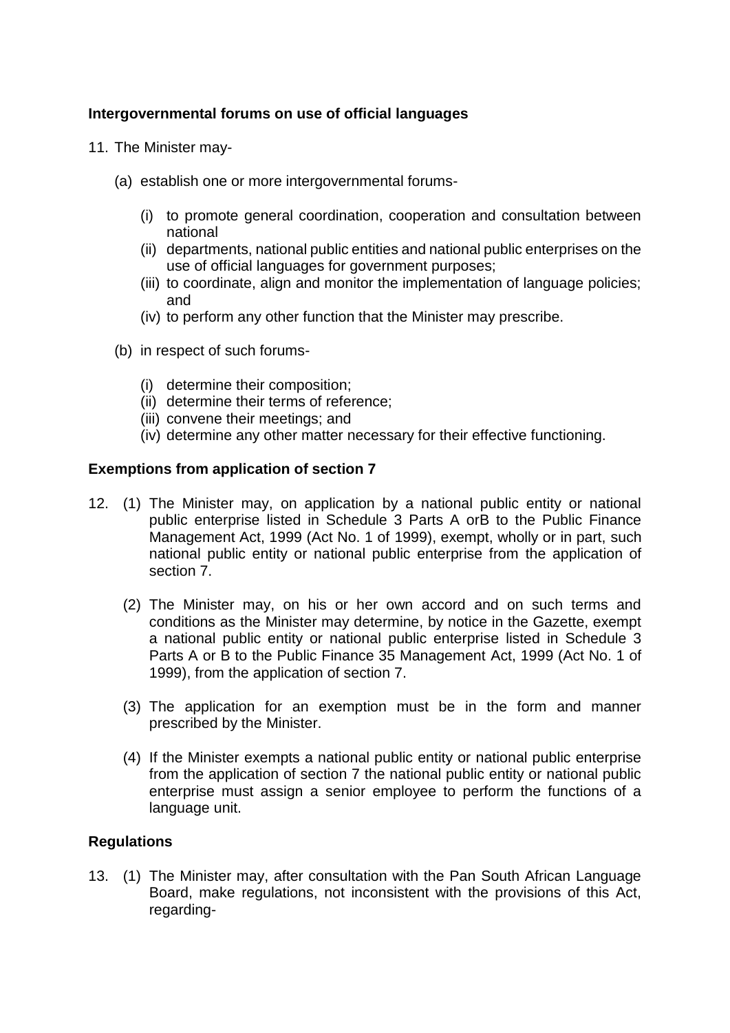**Intergovernmental forums on use of official languages**

11. The Minister may-

    (a) establish one or more intergovernmental forums-

        (i) to promote general coordination, cooperation and consultation between national
        (ii) departments, national public entities and national public enterprises on the use of official languages for government purposes;
        (iii) to coordinate, align and monitor the implementation of language policies; and
        (iv) to perform any other function that the Minister may prescribe.

    (b) in respect of such forums-

        (i) determine their composition;
        (ii) determine their terms of reference;
        (iii) convene their meetings; and
        (iv) determine any other matter necessary for their effective functioning.

**Exemptions from application of section 7**

12. (1) The Minister may, on application by a national public entity or national public enterprise listed in Schedule 3 Parts A orB to the Public Finance Management Act, 1999 (Act No. 1 of 1999), exempt, wholly or in part, such national public entity or national public enterprise from the application of section 7.

    (2) The Minister may, on his or her own accord and on such terms and conditions as the Minister may determine, by notice in the Gazette, exempt a national public entity or national public enterprise listed in Schedule 3 Parts A or B to the Public Finance 35 Management Act, 1999 (Act No. 1 of 1999), from the application of section 7.

    (3) The application for an exemption must be in the form and manner prescribed by the Minister.

    (4) If the Minister exempts a national public entity or national public enterprise from the application of section 7 the national public entity or national public enterprise must assign a senior employee to perform the functions of a language unit.

**Regulations**

13. (1) The Minister may, after consultation with the Pan South African Language Board, make regulations, not inconsistent with the provisions of this Act, regarding-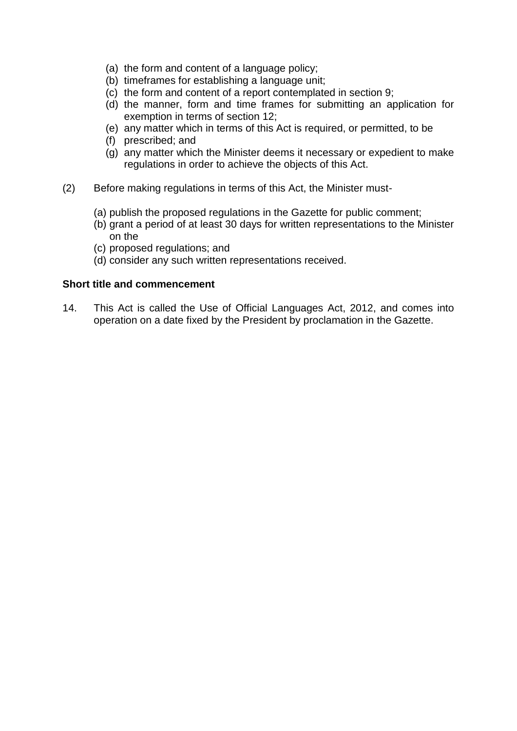(a) the form and content of a language policy;
(b) timeframes for establishing a language unit;
(c) the form and content of a report contemplated in section 9;
(d) the manner, form and time frames for submitting an application for exemption in terms of section 12;
(e) any matter which in terms of this Act is required, or permitted, to be
(f) prescribed; and
(g) any matter which the Minister deems it necessary or expedient to make regulations in order to achieve the objects of this Act.

(2) Before making regulations in terms of this Act, the Minister must-

(a) publish the proposed regulations in the Gazette for public comment;
(b) grant a period of at least 30 days for written representations to the Minister on the
(c) proposed regulations; and
(d) consider any such written representations received.

**Short title and commencement**

14. This Act is called the Use of Official Languages Act, 2012, and comes into operation on a date fixed by the President by proclamation in the Gazette.